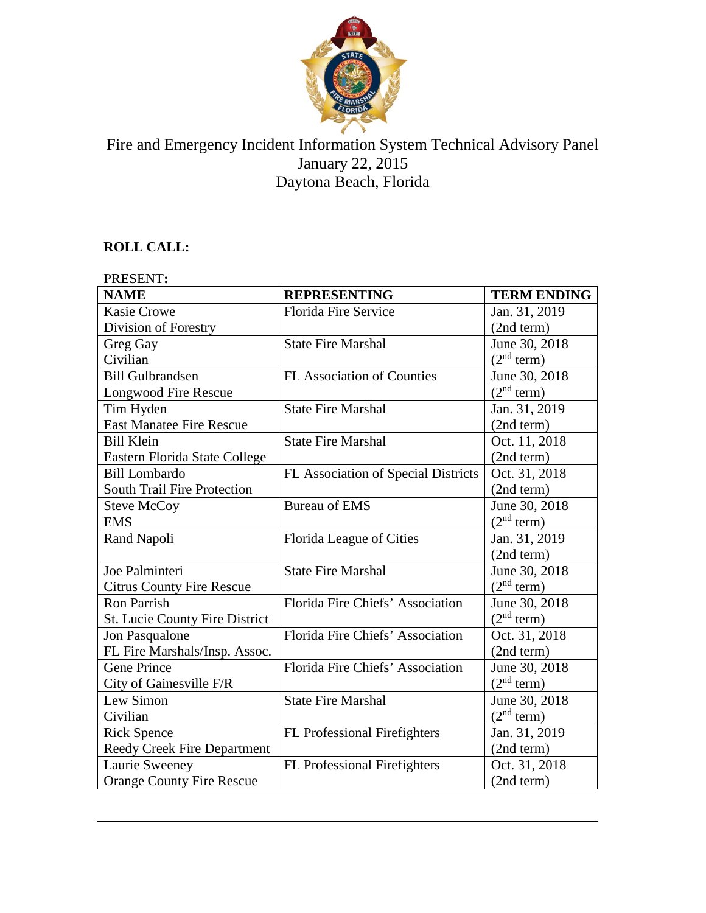# Fire and Emergency Incident Information System Technical Advisory Panel

January 22, 2015

Daytona Beach, Florida

**ROLL CALL:**

PRESENT**:**

| NAME | REPRESENTING | TERM ENDING |
|---|---|---|
| Kasie Crowe<br>Division of Forestry | Florida Fire Service | Jan. 31, 2019<br>(2nd term) |
| Greg Gay<br>Civilian | State Fire Marshal | June 30, 2018<br>(2nd term) |
| Bill Gulbrandsen<br>Longwood Fire Rescue | FL Association of Counties | June 30, 2018<br>(2nd term) |
| Tim Hyden<br>East Manatee Fire Rescue | State Fire Marshal | Jan. 31, 2019<br>(2nd term) |
| Bill Klein<br>Eastern Florida State College | State Fire Marshal | Oct. 11, 2018<br>(2nd term) |
| Bill Lombardo<br>South Trail Fire Protection | FL Association of Special Districts | Oct. 31, 2018<br>(2nd term) |
| Steve McCoy<br>EMS | Bureau of EMS | June 30, 2018<br>(2nd term) |
| Rand Napoli | Florida League of Cities | Jan. 31, 2019<br>(2nd term) |
| Joe Palminteri<br>Citrus County Fire Rescue | State Fire Marshal | June 30, 2018<br>(2nd term) |
| Ron Parrish<br>St. Lucie County Fire District | Florida Fire Chiefs' Association | June 30, 2018<br>(2nd term) |
| Jon Pasqualone<br>FL Fire Marshals/Insp. Assoc. | Florida Fire Chiefs' Association | Oct. 31, 2018<br>(2nd term) |
| Gene Prince<br>City of Gainesville F/R | Florida Fire Chiefs' Association | June 30, 2018<br>(2nd term) |
| Lew Simon<br>Civilian | State Fire Marshal | June 30, 2018<br>(2nd term) |
| Rick Spence<br>Reedy Creek Fire Department | FL Professional Firefighters | Jan. 31, 2019<br>(2nd term) |
| Laurie Sweeney<br>Orange County Fire Rescue | FL Professional Firefighters | Oct. 31, 2018<br>(2nd term) |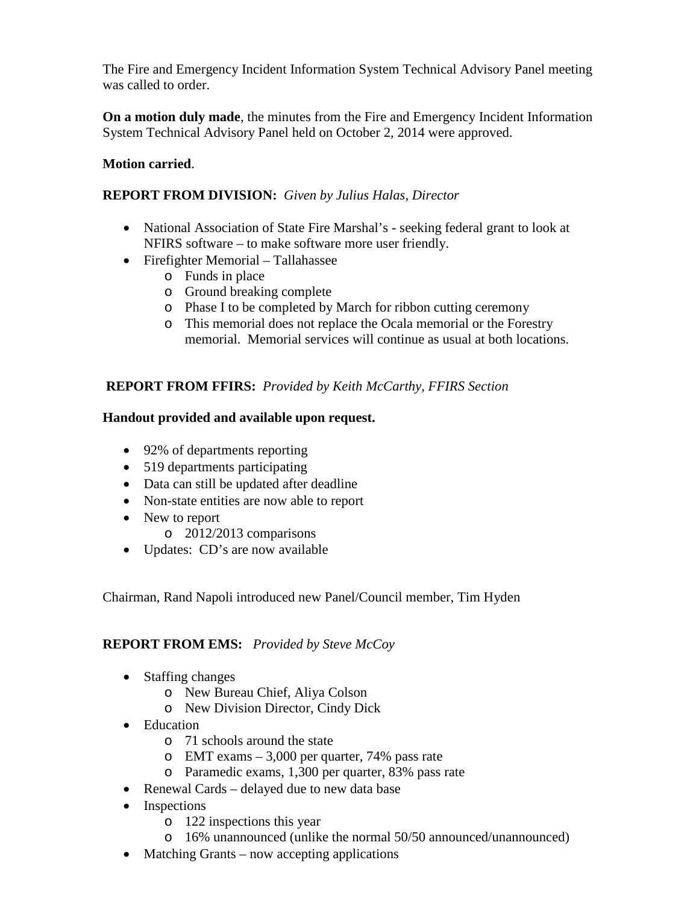The Fire and Emergency Incident Information System Technical Advisory Panel meeting was called to order.

**On a motion duly made**, the minutes from the Fire and Emergency Incident Information System Technical Advisory Panel held on October 2, 2014 were approved.

**Motion carried**.

**REPORT FROM DIVISION:** *Given by Julius Halas, Director*

- National Association of State Fire Marshal's - seeking federal grant to look at NFIRS software – to make software more user friendly.
- Firefighter Memorial – Tallahassee
  - Funds in place
  - Ground breaking complete
  - Phase I to be completed by March for ribbon cutting ceremony
  - This memorial does not replace the Ocala memorial or the Forestry memorial. Memorial services will continue as usual at both locations.

**REPORT FROM FFIRS:** *Provided by Keith McCarthy, FFIRS Section*

**Handout provided and available upon request.**

- 92% of departments reporting
- 519 departments participating
- Data can still be updated after deadline
- Non-state entities are now able to report
- New to report
  - 2012/2013 comparisons
- Updates: CD's are now available

Chairman, Rand Napoli introduced new Panel/Council member, Tim Hyden

**REPORT FROM EMS:** *Provided by Steve McCoy*

- Staffing changes
  - New Bureau Chief, Aliya Colson
  - New Division Director, Cindy Dick
- Education
  - 71 schools around the state
  - EMT exams – 3,000 per quarter, 74% pass rate
  - Paramedic exams, 1,300 per quarter, 83% pass rate
- Renewal Cards – delayed due to new data base
- Inspections
  - 122 inspections this year
  - 16% unannounced (unlike the normal 50/50 announced/unannounced)
- Matching Grants – now accepting applications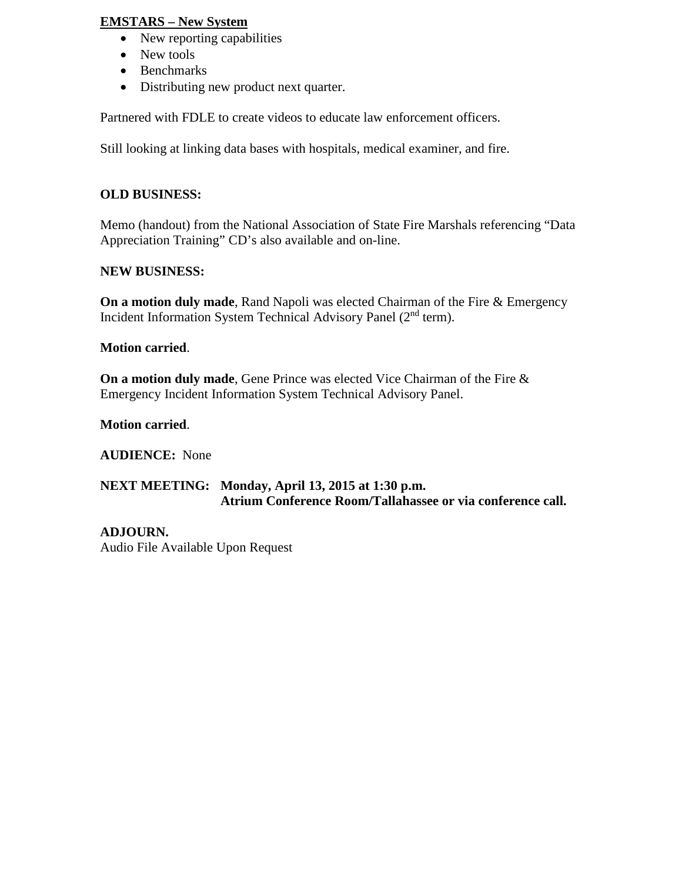**<u>EMSTARS – New System</u>**

- New reporting capabilities
- New tools
- Benchmarks
- Distributing new product next quarter.

Partnered with FDLE to create videos to educate law enforcement officers.

Still looking at linking data bases with hospitals, medical examiner, and fire.

**OLD BUSINESS:**

Memo (handout) from the National Association of State Fire Marshals referencing "Data Appreciation Training" CD's also available and on-line.

**NEW BUSINESS:**

**On a motion duly made**, Rand Napoli was elected Chairman of the Fire & Emergency Incident Information System Technical Advisory Panel (2nd term).

**Motion carried**.

**On a motion duly made**, Gene Prince was elected Vice Chairman of the Fire & Emergency Incident Information System Technical Advisory Panel.

**Motion carried**.

**AUDIENCE:** None

**NEXT MEETING: Monday, April 13, 2015 at 1:30 p.m.**
**Atrium Conference Room/Tallahassee or via conference call.**

**ADJOURN.**
Audio File Available Upon Request